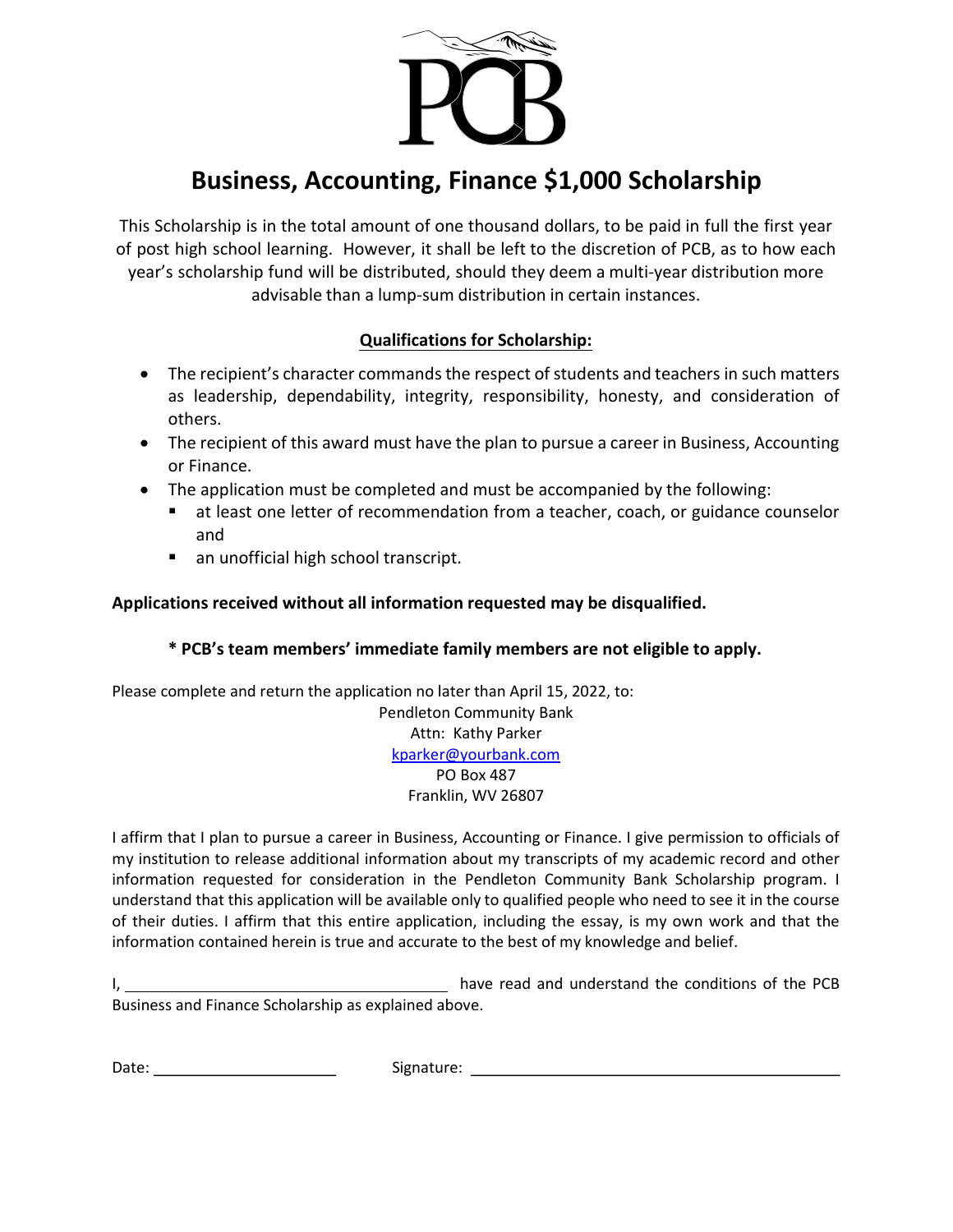# Business, Accounting, Finance $1,000 Scholarship

This Scholarship is in the total amount of one thousand dollars, to be paid in full the first year of post high school learning. However, it shall be left to the discretion of PCB, as to how each year's scholarship fund will be distributed, should they deem a multi-year distribution more advisable than a lump-sum distribution in certain instances.

## Qualifications for Scholarship:

- The recipient's character commands the respect of students and teachers in such matters as leadership, dependability, integrity, responsibility, honesty, and consideration of others.
- The recipient of this award must have the plan to pursue a career in Business, Accounting or Finance.
- The application must be completed and must be accompanied by the following:
  - at least one letter of recommendation from a teacher, coach, or guidance counselor and
  - an unofficial high school transcript.

**Applications received without all information requested may be disqualified.**

**\* PCB's team members' immediate family members are not eligible to apply.**

Please complete and return the application no later than April 15, 2022, to:

Pendleton Community Bank
Attn: Kathy Parker
kparker@yourbank.com
PO Box 487
Franklin, WV 26807

I affirm that I plan to pursue a career in Business, Accounting or Finance. I give permission to officials of my institution to release additional information about my transcripts of my academic record and other information requested for consideration in the Pendleton Community Bank Scholarship program. I understand that this application will be available only to qualified people who need to see it in the course of their duties. I affirm that this entire application, including the essay, is my own work and that the information contained herein is true and accurate to the best of my knowledge and belief.

I, ______________________________ have read and understand the conditions of the PCB Business and Finance Scholarship as explained above.

Date: ____________________ Signature: ________________________________________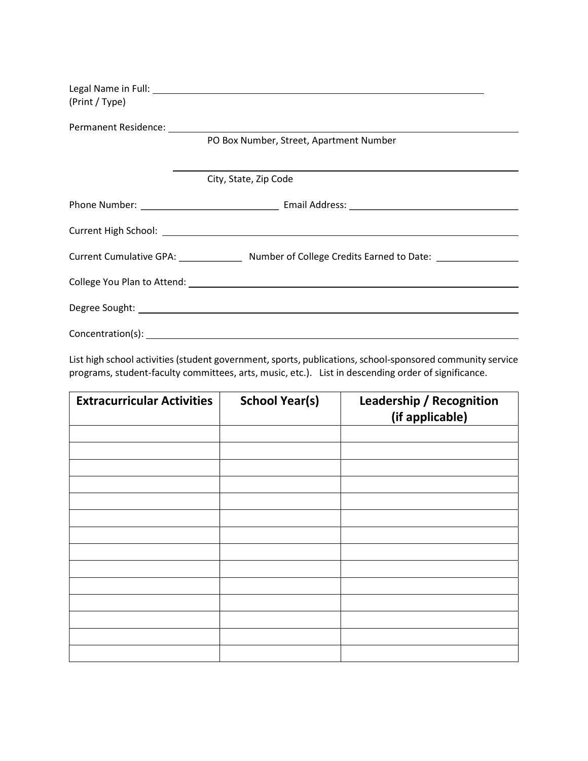Legal Name in Full: ____________________________________________
(Print / Type)

Permanent Residence: ____________________________________________
PO Box Number, Street, Apartment Number

____________________________________________
City, State, Zip Code

Phone Number: ____________________ Email Address: ____________________

Current High School: ____________________________________________

Current Cumulative GPA: __________ Number of College Credits Earned to Date: __________

College You Plan to Attend: ____________________________________________

Degree Sought: ____________________________________________

Concentration(s): ____________________________________________

List high school activities (student government, sports, publications, school-sponsored community service programs, student-faculty committees, arts, music, etc.). List in descending order of significance.

| Extracurricular Activities | School Year(s) | Leadership / Recognition (if applicable) |
| --- | --- | --- |
| | | |
| | | |
| | | |
| | | |
| | | |
| | | |
| | | |
| | | |
| | | |
| | | |
| | | |
| | | |
| | | |
| | | |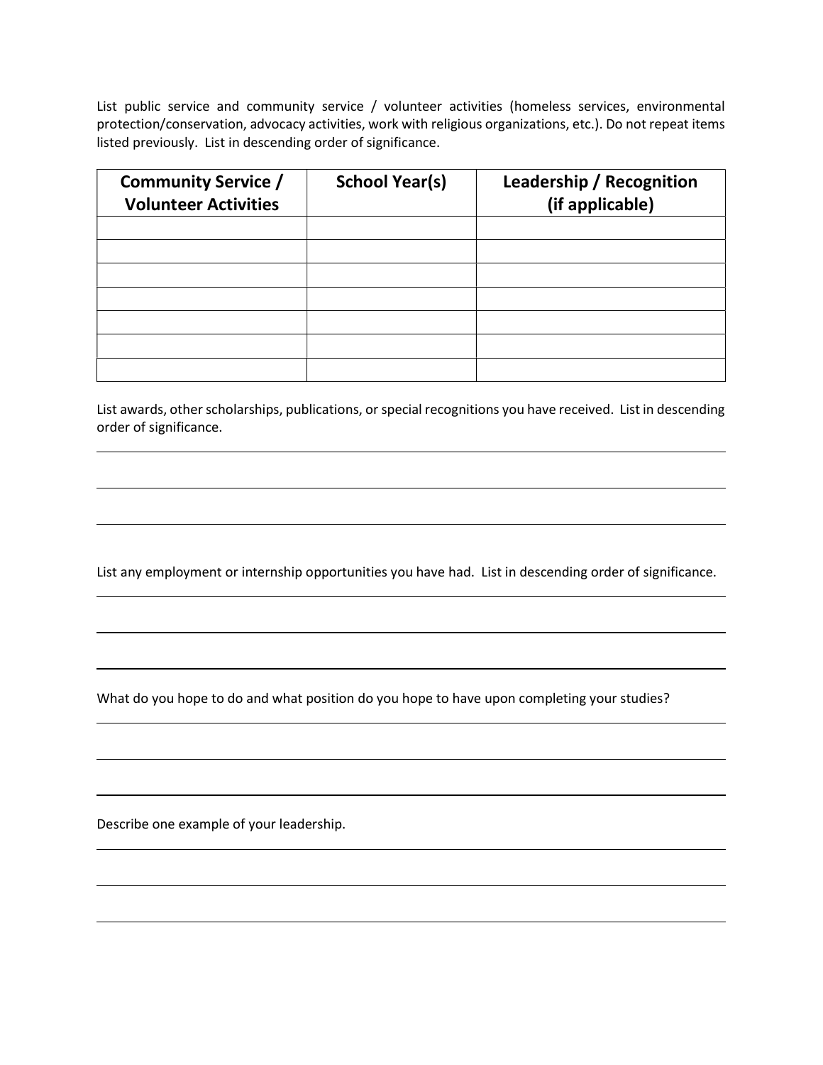List public service and community service / volunteer activities (homeless services, environmental protection/conservation, advocacy activities, work with religious organizations, etc.). Do not repeat items listed previously. List in descending order of significance.

| Community Service / Volunteer Activities | School Year(s) | Leadership / Recognition (if applicable) |
|---|---|---|
| | | |
| | | |
| | | |
| | | |
| | | |
| | | |
| | | |

List awards, other scholarships, publications, or special recognitions you have received. List in descending order of significance.

List any employment or internship opportunities you have had. List in descending order of significance.

What do you hope to do and what position do you hope to have upon completing your studies?

Describe one example of your leadership.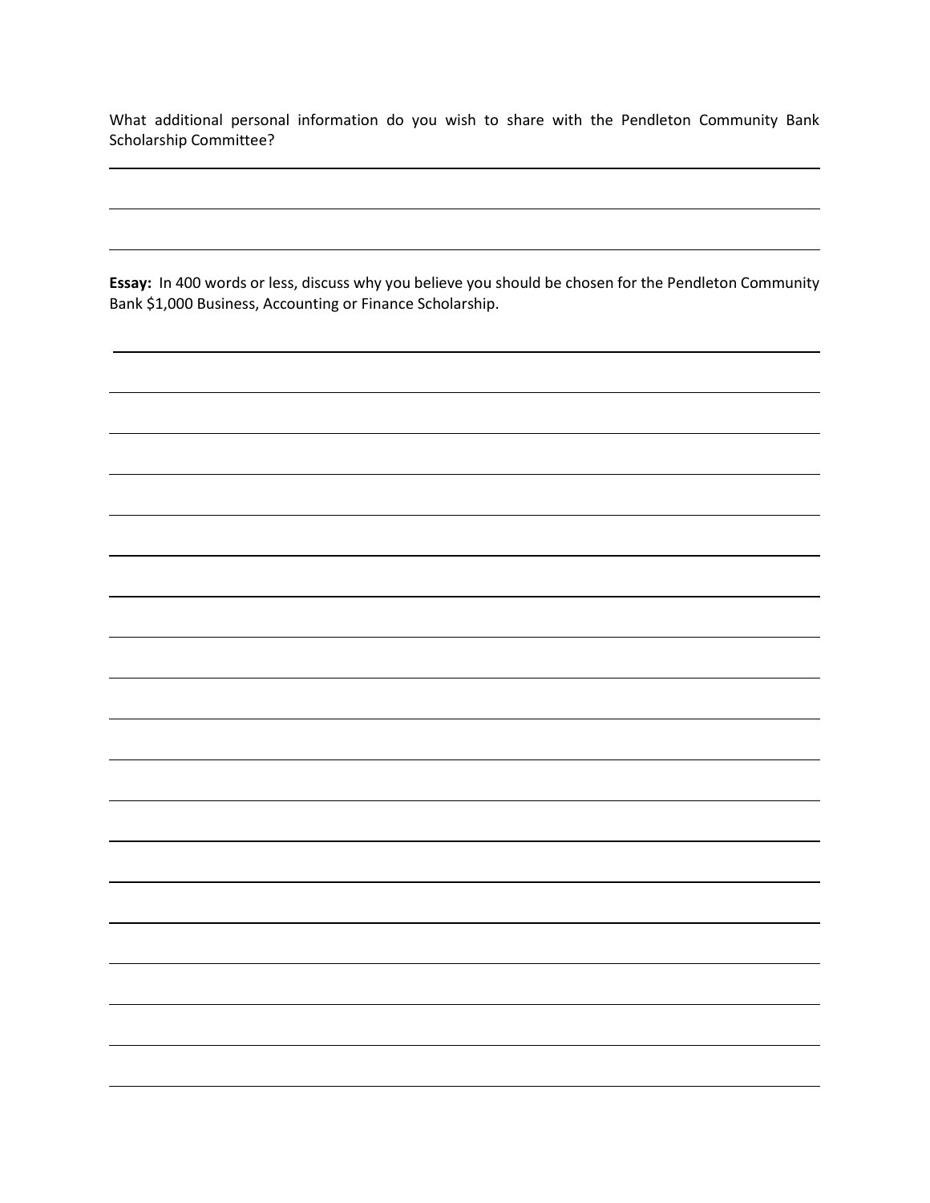What additional personal information do you wish to share with the Pendleton Community Bank Scholarship Committee?

**Essay:** In 400 words or less, discuss why you believe you should be chosen for the Pendleton Community Bank $1,000 Business, Accounting or Finance Scholarship.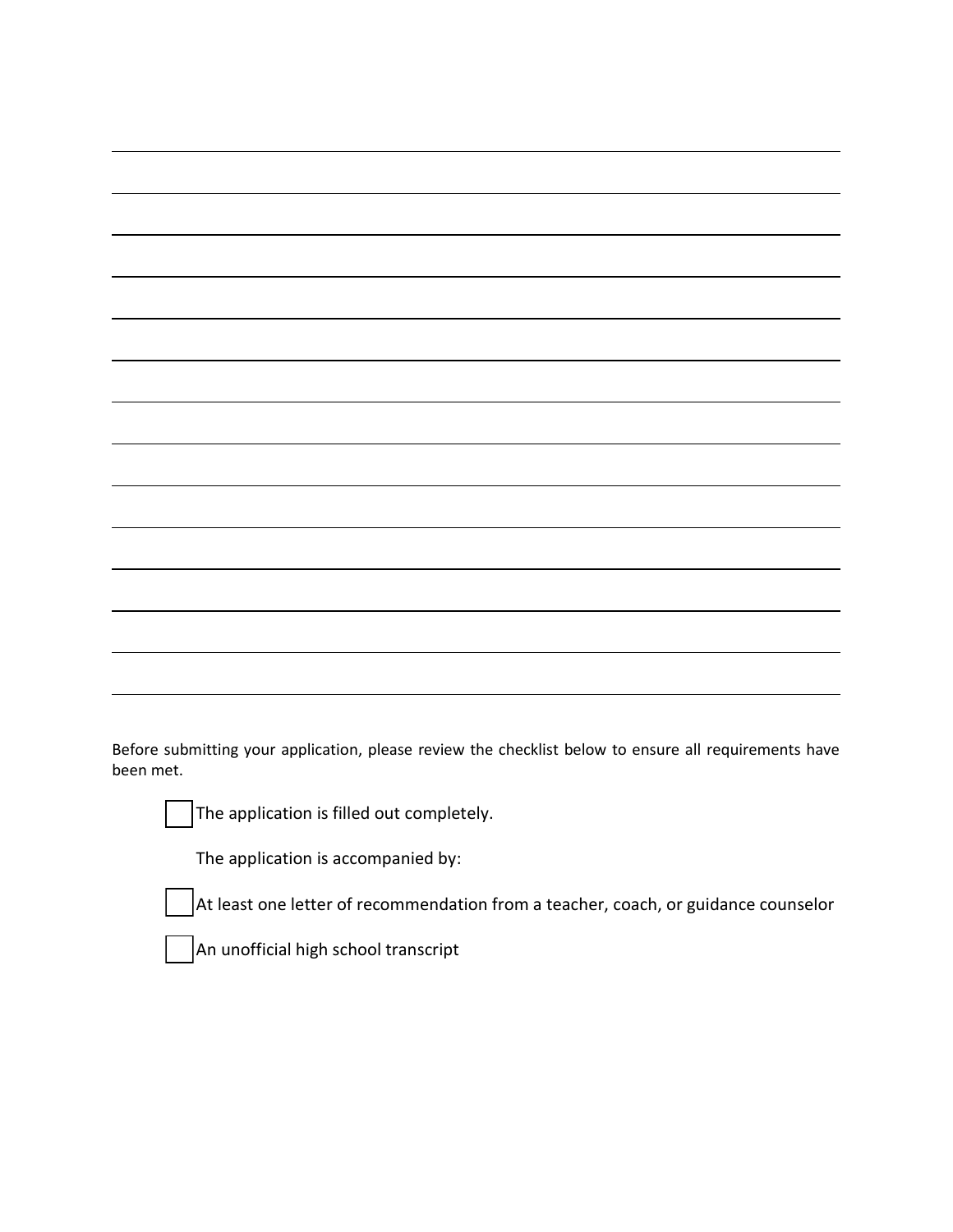Before submitting your application, please review the checklist below to ensure all requirements have been met.

- [ ] The application is filled out completely.

The application is accompanied by:

- [ ] At least one letter of recommendation from a teacher, coach, or guidance counselor
- [ ] An unofficial high school transcript